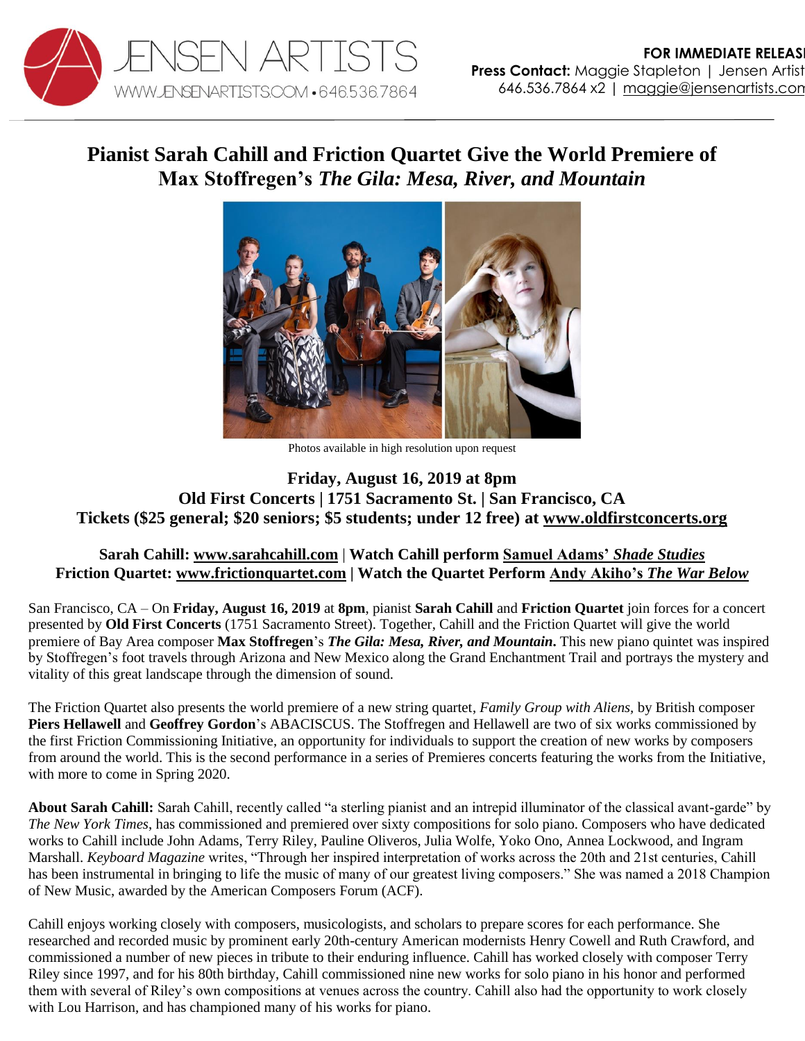JENSEN ARTISTS
WWW.JENSENARTISTS.COM • 646.536.7864

**FOR IMMEDIATE RELEASE**
**Press Contact:** Maggie Stapleton | Jensen Artists
646.536.7864 x2 | maggie@jensenartists.com

# Pianist Sarah Cahill and Friction Quartet Give the World Premiere of Max Stoffregen's *The Gila: Mesa, River, and Mountain*

Photos available in high resolution upon request

**Friday, August 16, 2019 at 8pm**
**Old First Concerts | 1751 Sacramento St. | San Francisco, CA**
**Tickets ($25 general; $20 seniors; $5 students; under 12 free) at www.oldfirstconcerts.org**

**Sarah Cahill: www.sarahcahill.com | Watch Cahill perform Samuel Adams' *Shade Studies***
**Friction Quartet: www.frictionquartet.com | Watch the Quartet Perform Andy Akiho's *The War Below***

San Francisco, CA – On **Friday, August 16, 2019** at **8pm**, pianist **Sarah Cahill** and **Friction Quartet** join forces for a concert presented by **Old First Concerts** (1751 Sacramento Street). Together, Cahill and the Friction Quartet will give the world premiere of Bay Area composer **Max Stoffregen**'s ***The Gila: Mesa, River, and Mountain***. This new piano quintet was inspired by Stoffregen's foot travels through Arizona and New Mexico along the Grand Enchantment Trail and portrays the mystery and vitality of this great landscape through the dimension of sound.

The Friction Quartet also presents the world premiere of a new string quartet, *Family Group with Aliens,* by British composer **Piers Hellawell** and **Geoffrey Gordon**'s ABACISCUS. The Stoffregen and Hellawell are two of six works commissioned by the first Friction Commissioning Initiative, an opportunity for individuals to support the creation of new works by composers from around the world. This is the second performance in a series of Premieres concerts featuring the works from the Initiative, with more to come in Spring 2020.

**About Sarah Cahill:** Sarah Cahill, recently called "a sterling pianist and an intrepid illuminator of the classical avant-garde" by *The New York Times*, has commissioned and premiered over sixty compositions for solo piano. Composers who have dedicated works to Cahill include John Adams, Terry Riley, Pauline Oliveros, Julia Wolfe, Yoko Ono, Annea Lockwood, and Ingram Marshall. *Keyboard Magazine* writes, "Through her inspired interpretation of works across the 20th and 21st centuries, Cahill has been instrumental in bringing to life the music of many of our greatest living composers." She was named a 2018 Champion of New Music, awarded by the American Composers Forum (ACF).

Cahill enjoys working closely with composers, musicologists, and scholars to prepare scores for each performance. She researched and recorded music by prominent early 20th-century American modernists Henry Cowell and Ruth Crawford, and commissioned a number of new pieces in tribute to their enduring influence. Cahill has worked closely with composer Terry Riley since 1997, and for his 80th birthday, Cahill commissioned nine new works for solo piano in his honor and performed them with several of Riley's own compositions at venues across the country. Cahill also had the opportunity to work closely with Lou Harrison, and has championed many of his works for piano.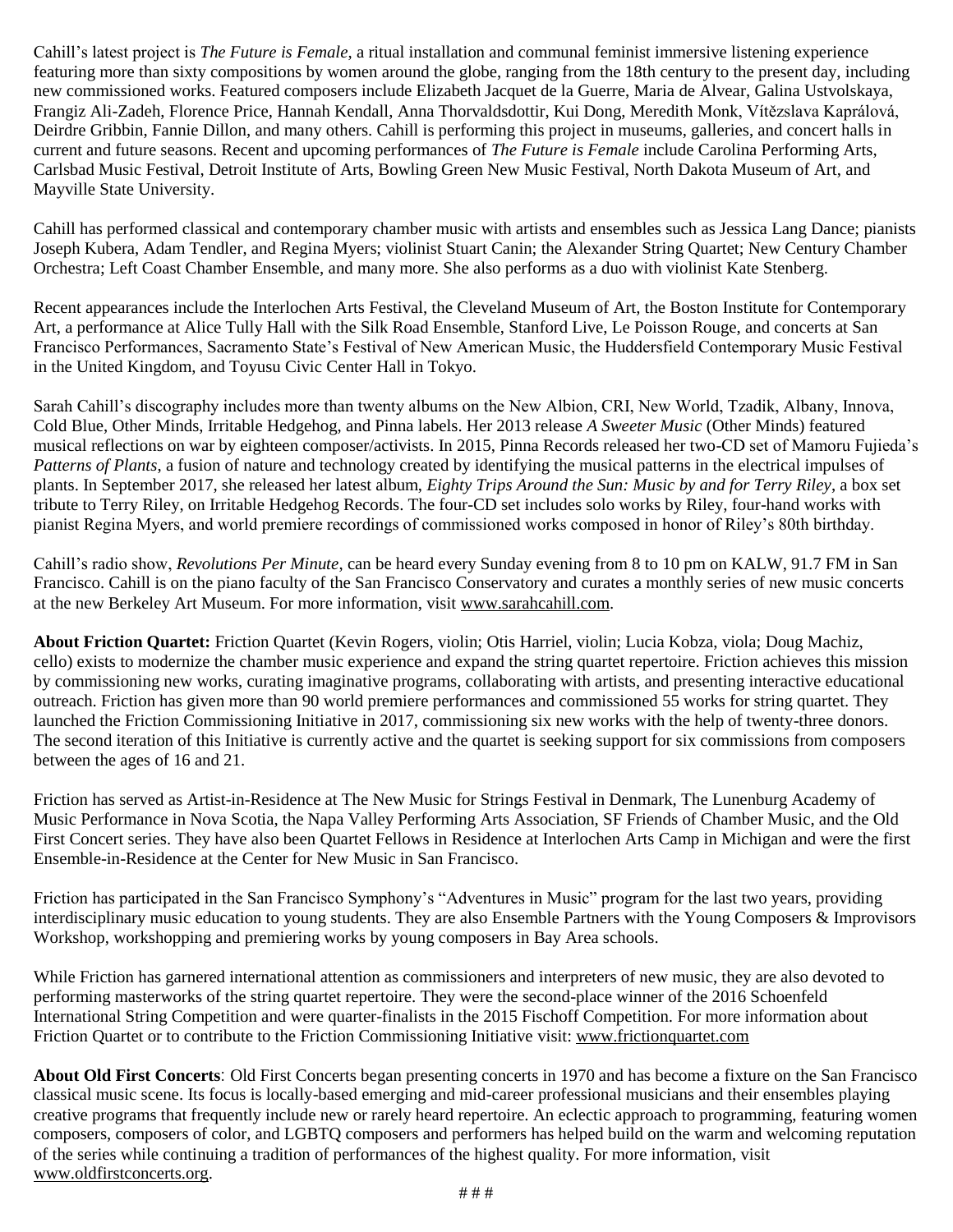Cahill's latest project is *The Future is Female*, a ritual installation and communal feminist immersive listening experience featuring more than sixty compositions by women around the globe, ranging from the 18th century to the present day, including new commissioned works. Featured composers include Elizabeth Jacquet de la Guerre, Maria de Alvear, Galina Ustvolskaya, Frangiz Ali-Zadeh, Florence Price, Hannah Kendall, Anna Thorvaldsdottir, Kui Dong, Meredith Monk, Vítězslava Kaprálová, Deirdre Gribbin, Fannie Dillon, and many others. Cahill is performing this project in museums, galleries, and concert halls in current and future seasons. Recent and upcoming performances of *The Future is Female* include Carolina Performing Arts, Carlsbad Music Festival, Detroit Institute of Arts, Bowling Green New Music Festival, North Dakota Museum of Art, and Mayville State University.

Cahill has performed classical and contemporary chamber music with artists and ensembles such as Jessica Lang Dance; pianists Joseph Kubera, Adam Tendler, and Regina Myers; violinist Stuart Canin; the Alexander String Quartet; New Century Chamber Orchestra; Left Coast Chamber Ensemble, and many more. She also performs as a duo with violinist Kate Stenberg.

Recent appearances include the Interlochen Arts Festival, the Cleveland Museum of Art, the Boston Institute for Contemporary Art, a performance at Alice Tully Hall with the Silk Road Ensemble, Stanford Live, Le Poisson Rouge, and concerts at San Francisco Performances, Sacramento State's Festival of New American Music, the Huddersfield Contemporary Music Festival in the United Kingdom, and Toyusu Civic Center Hall in Tokyo.

Sarah Cahill's discography includes more than twenty albums on the New Albion, CRI, New World, Tzadik, Albany, Innova, Cold Blue, Other Minds, Irritable Hedgehog, and Pinna labels. Her 2013 release *A Sweeter Music* (Other Minds) featured musical reflections on war by eighteen composer/activists. In 2015, Pinna Records released her two-CD set of Mamoru Fujieda's *Patterns of Plants*, a fusion of nature and technology created by identifying the musical patterns in the electrical impulses of plants. In September 2017, she released her latest album, *Eighty Trips Around the Sun: Music by and for Terry Riley*, a box set tribute to Terry Riley, on Irritable Hedgehog Records. The four-CD set includes solo works by Riley, four-hand works with pianist Regina Myers, and world premiere recordings of commissioned works composed in honor of Riley's 80th birthday.

Cahill's radio show, *Revolutions Per Minute*, can be heard every Sunday evening from 8 to 10 pm on KALW, 91.7 FM in San Francisco. Cahill is on the piano faculty of the San Francisco Conservatory and curates a monthly series of new music concerts at the new Berkeley Art Museum. For more information, visit www.sarahcahill.com.

**About Friction Quartet:** Friction Quartet (Kevin Rogers, violin; Otis Harriel, violin; Lucia Kobza, viola; Doug Machiz, cello) exists to modernize the chamber music experience and expand the string quartet repertoire. Friction achieves this mission by commissioning new works, curating imaginative programs, collaborating with artists, and presenting interactive educational outreach. Friction has given more than 90 world premiere performances and commissioned 55 works for string quartet. They launched the Friction Commissioning Initiative in 2017, commissioning six new works with the help of twenty-three donors. The second iteration of this Initiative is currently active and the quartet is seeking support for six commissions from composers between the ages of 16 and 21.

Friction has served as Artist-in-Residence at The New Music for Strings Festival in Denmark, The Lunenburg Academy of Music Performance in Nova Scotia, the Napa Valley Performing Arts Association, SF Friends of Chamber Music, and the Old First Concert series. They have also been Quartet Fellows in Residence at Interlochen Arts Camp in Michigan and were the first Ensemble-in-Residence at the Center for New Music in San Francisco.

Friction has participated in the San Francisco Symphony's "Adventures in Music" program for the last two years, providing interdisciplinary music education to young students. They are also Ensemble Partners with the Young Composers & Improvisors Workshop, workshopping and premiering works by young composers in Bay Area schools.

While Friction has garnered international attention as commissioners and interpreters of new music, they are also devoted to performing masterworks of the string quartet repertoire. They were the second-place winner of the 2016 Schoenfeld International String Competition and were quarter-finalists in the 2015 Fischoff Competition. For more information about Friction Quartet or to contribute to the Friction Commissioning Initiative visit: www.frictionquartet.com

**About Old First Concerts**: Old First Concerts began presenting concerts in 1970 and has become a fixture on the San Francisco classical music scene. Its focus is locally-based emerging and mid-career professional musicians and their ensembles playing creative programs that frequently include new or rarely heard repertoire. An eclectic approach to programming, featuring women composers, composers of color, and LGBTQ composers and performers has helped build on the warm and welcoming reputation of the series while continuing a tradition of performances of the highest quality. For more information, visit www.oldfirstconcerts.org.

# # #